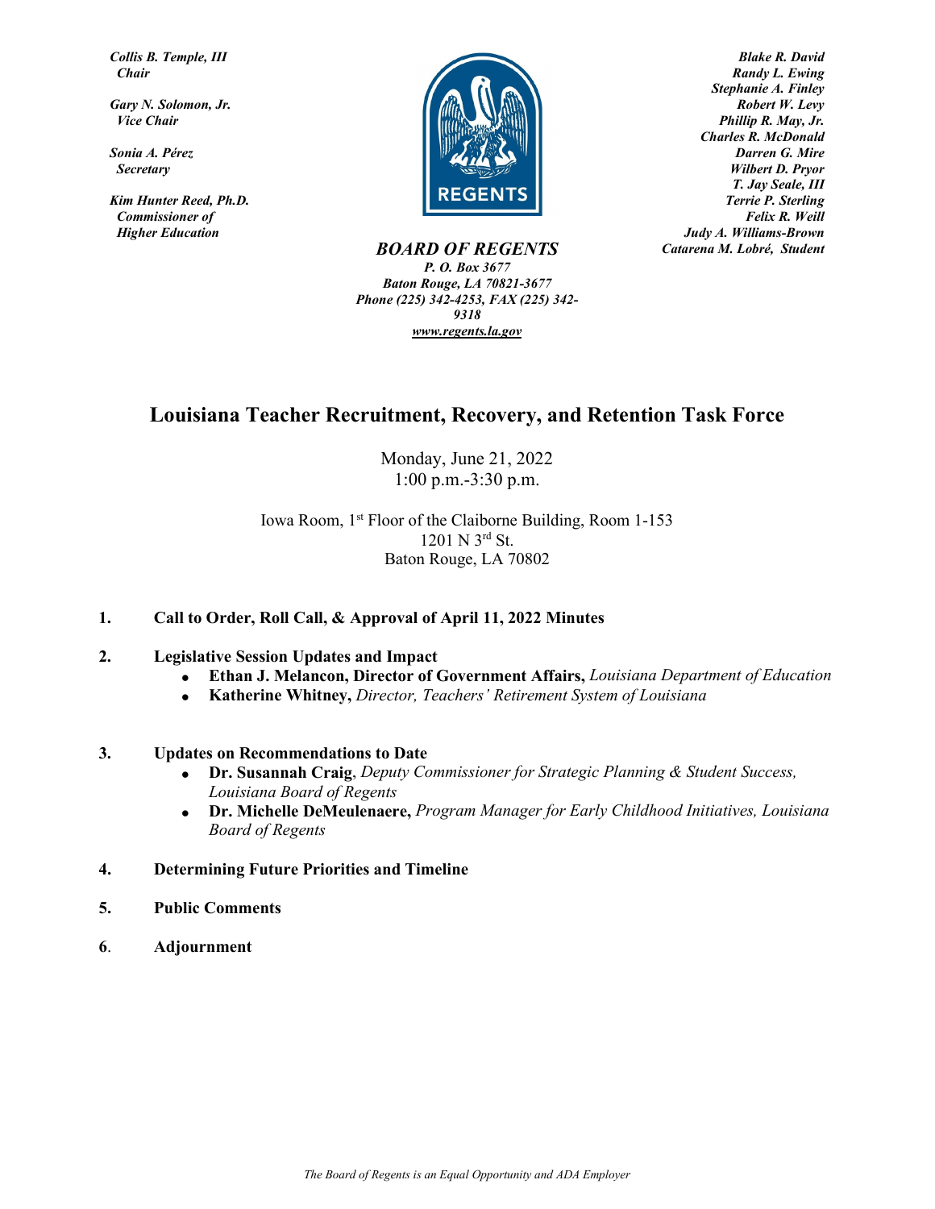*Collis B. Temple, III*
*Chair*

*Gary N. Solomon, Jr.*
*Vice Chair*

*Sonia A. Pérez*
*Secretary*

*Kim Hunter Reed, Ph.D.*
*Commissioner of Higher Education*

*Blake R. David*
*Randy L. Ewing*
*Stephanie A. Finley*
*Robert W. Levy*
*Phillip R. May, Jr.*
*Charles R. McDonald*
*Darren G. Mire*
*Wilbert D. Pryor*
*T. Jay Seale, III*
*Terrie P. Sterling*
*Felix R. Weill*
*Judy A. Williams-Brown*
*Catarena M. Lobré, Student*

***BOARD OF REGENTS***
*P. O. Box 3677*
*Baton Rouge, LA 70821-3677*
*Phone (225) 342-4253, FAX (225) 342-9318*
*www.regents.la.gov*

# Louisiana Teacher Recruitment, Recovery, and Retention Task Force

Monday, June 21, 2022
1:00 p.m.-3:30 p.m.

Iowa Room, 1st Floor of the Claiborne Building, Room 1-153
1201 N 3rd St.
Baton Rouge, LA 70802

1. **Call to Order, Roll Call, & Approval of April 11, 2022 Minutes**

2. **Legislative Session Updates and Impact**
   - **Ethan J. Melancon, Director of Government Affairs,** *Louisiana Department of Education*
   - **Katherine Whitney,** *Director, Teachers' Retirement System of Louisiana*

3. **Updates on Recommendations to Date**
   - **Dr. Susannah Craig**, *Deputy Commissioner for Strategic Planning & Student Success, Louisiana Board of Regents*
   - **Dr. Michelle DeMeulenaere,** *Program Manager for Early Childhood Initiatives, Louisiana Board of Regents*

4. **Determining Future Priorities and Timeline**

5. **Public Comments**

6. **Adjournment**

*The Board of Regents is an Equal Opportunity and ADA Employer*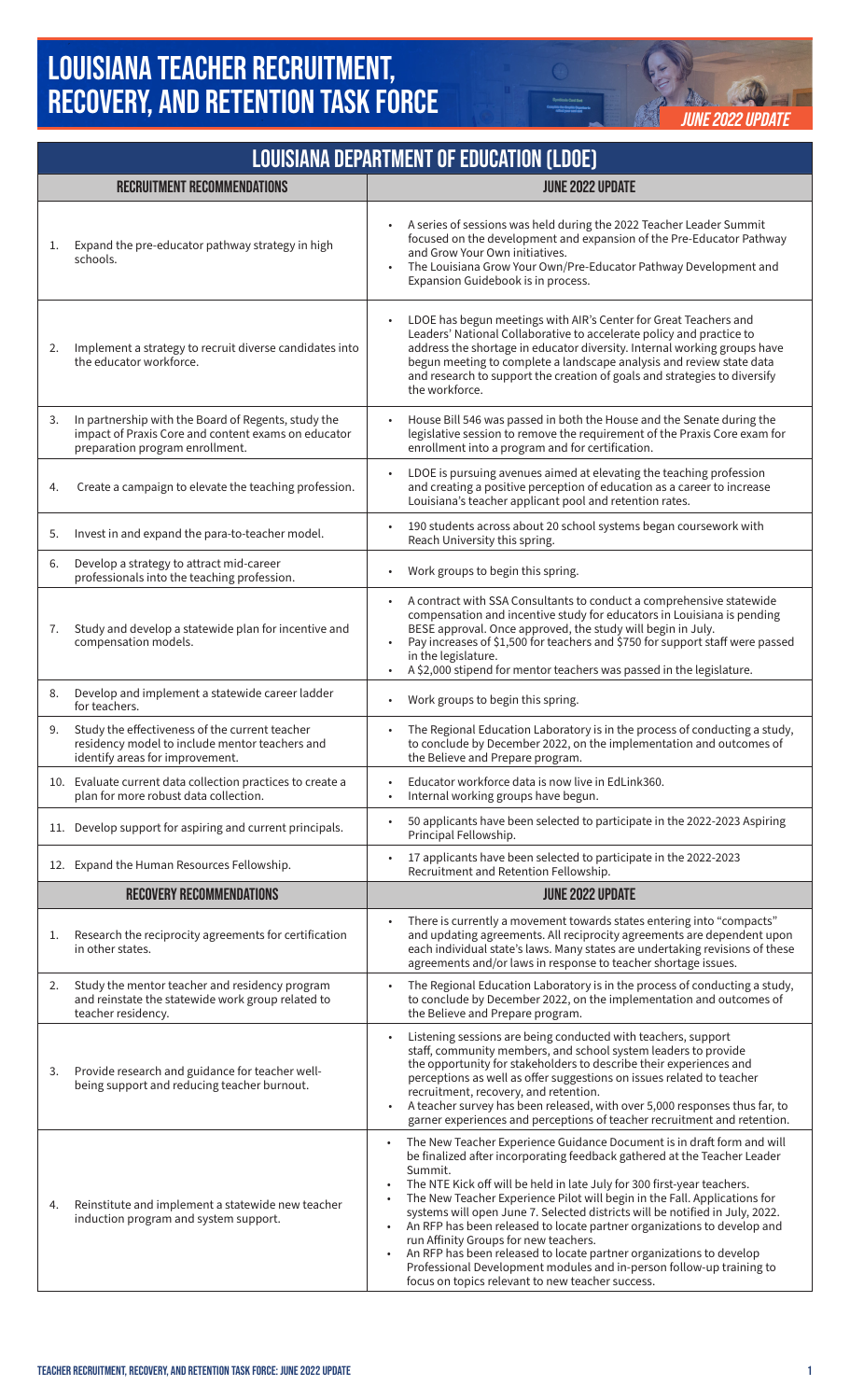# LOUISIANA TEACHER RECRUITMENT, RECOVERY, AND RETENTION TASK FORCE

*JUNE 2022 UPDATE*

## LOUISIANA DEPARTMENT OF EDUCATION (LDOE)

| RECRUITMENT RECOMMENDATIONS | JUNE 2022 UPDATE |
|---|---|
| 1. Expand the pre-educator pathway strategy in high schools. | • A series of sessions was held during the 2022 Teacher Leader Summit focused on the development and expansion of the Pre-Educator Pathway and Grow Your Own initiatives.<br>• The Louisiana Grow Your Own/Pre-Educator Pathway Development and Expansion Guidebook is in process. |
| 2. Implement a strategy to recruit diverse candidates into the educator workforce. | • LDOE has begun meetings with AIR's Center for Great Teachers and Leaders' National Collaborative to accelerate policy and practice to address the shortage in educator diversity. Internal working groups have begun meeting to complete a landscape analysis and review state data and research to support the creation of goals and strategies to diversify the workforce. |
| 3. In partnership with the Board of Regents, study the impact of Praxis Core and content exams on educator preparation program enrollment. | • House Bill 546 was passed in both the House and the Senate during the legislative session to remove the requirement of the Praxis Core exam for enrollment into a program and for certification. |
| 4. Create a campaign to elevate the teaching profession. | • LDOE is pursuing avenues aimed at elevating the teaching profession and creating a positive perception of education as a career to increase Louisiana's teacher applicant pool and retention rates. |
| 5. Invest in and expand the para-to-teacher model. | • 190 students across about 20 school systems began coursework with Reach University this spring. |
| 6. Develop a strategy to attract mid-career professionals into the teaching profession. | • Work groups to begin this spring. |
| 7. Study and develop a statewide plan for incentive and compensation models. | • A contract with SSA Consultants to conduct a comprehensive statewide compensation and incentive study for educators in Louisiana is pending BESE approval. Once approved, the study will begin in July.<br>• Pay increases of $1,500 for teachers and $750 for support staff were passed in the legislature.<br>• A $2,000 stipend for mentor teachers was passed in the legislature. |
| 8. Develop and implement a statewide career ladder for teachers. | • Work groups to begin this spring. |
| 9. Study the effectiveness of the current teacher residency model to include mentor teachers and identify areas for improvement. | • The Regional Education Laboratory is in the process of conducting a study, to conclude by December 2022, on the implementation and outcomes of the Believe and Prepare program. |
| 10. Evaluate current data collection practices to create a plan for more robust data collection. | • Educator workforce data is now live in EdLink360.<br>• Internal working groups have begun. |
| 11. Develop support for aspiring and current principals. | • 50 applicants have been selected to participate in the 2022-2023 Aspiring Principal Fellowship. |
| 12. Expand the Human Resources Fellowship. | • 17 applicants have been selected to participate in the 2022-2023 Recruitment and Retention Fellowship. |
| **RECOVERY RECOMMENDATIONS** | **JUNE 2022 UPDATE** |
| 1. Research the reciprocity agreements for certification in other states. | • There is currently a movement towards states entering into "compacts" and updating agreements. All reciprocity agreements are dependent upon each individual state's laws. Many states are undertaking revisions of these agreements and/or laws in response to teacher shortage issues. |
| 2. Study the mentor teacher and residency program and reinstate the statewide work group related to teacher residency. | • The Regional Education Laboratory is in the process of conducting a study, to conclude by December 2022, on the implementation and outcomes of the Believe and Prepare program. |
| 3. Provide research and guidance for teacher well-being support and reducing teacher burnout. | • Listening sessions are being conducted with teachers, support staff, community members, and school system leaders to provide the opportunity for stakeholders to describe their experiences and perceptions as well as offer suggestions on issues related to teacher recruitment, recovery, and retention.<br>• A teacher survey has been released, with over 5,000 responses thus far, to garner experiences and perceptions of teacher recruitment and retention. |
| 4. Reinstitute and implement a statewide new teacher induction program and system support. | • The New Teacher Experience Guidance Document is in draft form and will be finalized after incorporating feedback gathered at the Teacher Leader Summit.<br>• The NTE Kick off will be held in late July for 300 first-year teachers.<br>• The New Teacher Experience Pilot will begin in the Fall. Applications for systems will open June 7. Selected districts will be notified in July, 2022.<br>• An RFP has been released to locate partner organizations to develop and run Affinity Groups for new teachers.<br>• An RFP has been released to locate partner organizations to develop Professional Development modules and in-person follow-up training to focus on topics relevant to new teacher success. |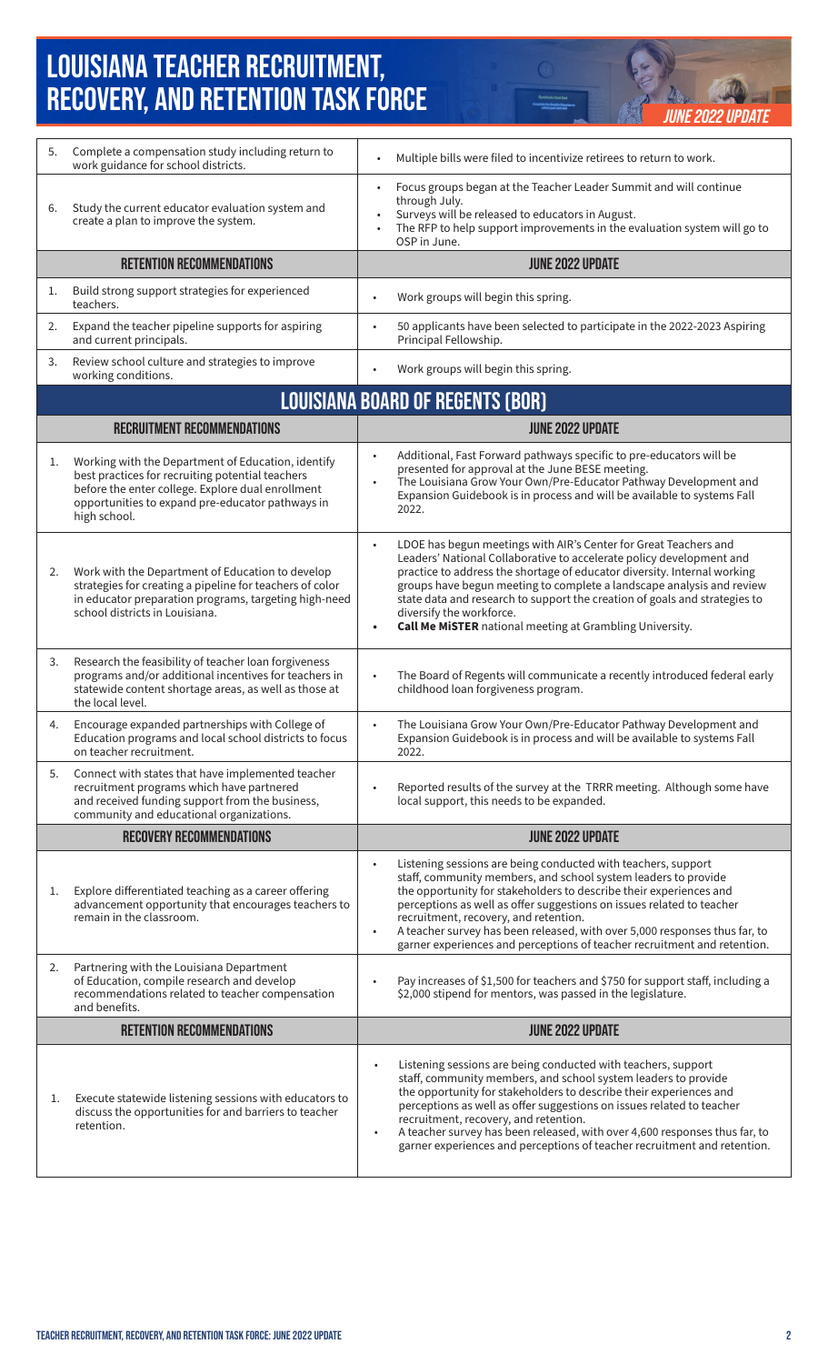# LOUISIANA TEACHER RECRUITMENT, RECOVERY, AND RETENTION TASK FORCE

*JUNE 2022 UPDATE*

| | |
|---|---|
| 5. Complete a compensation study including return to work guidance for school districts. | • Multiple bills were filed to incentivize retirees to return to work. |
| 6. Study the current educator evaluation system and create a plan to improve the system. | • Focus groups began at the Teacher Leader Summit and will continue through July.<br>• Surveys will be released to educators in August.<br>• The RFP to help support improvements in the evaluation system will go to OSP in June. |
| **RETENTION RECOMMENDATIONS** | **JUNE 2022 UPDATE** |
| 1. Build strong support strategies for experienced teachers. | • Work groups will begin this spring. |
| 2. Expand the teacher pipeline supports for aspiring and current principals. | • 50 applicants have been selected to participate in the 2022-2023 Aspiring Principal Fellowship. |
| 3. Review school culture and strategies to improve working conditions. | • Work groups will begin this spring. |

## LOUISIANA BOARD OF REGENTS (BOR)

| RECRUITMENT RECOMMENDATIONS | JUNE 2022 UPDATE |
|---|---|
| 1. Working with the Department of Education, identify best practices for recruiting potential teachers before the enter college. Explore dual enrollment opportunities to expand pre-educator pathways in high school. | • Additional, Fast Forward pathways specific to pre-educators will be presented for approval at the June BESE meeting.<br>• The Louisiana Grow Your Own/Pre-Educator Pathway Development and Expansion Guidebook is in process and will be available to systems Fall 2022. |
| 2. Work with the Department of Education to develop strategies for creating a pipeline for teachers of color in educator preparation programs, targeting high-need school districts in Louisiana. | • LDOE has begun meetings with AIR's Center for Great Teachers and Leaders' National Collaborative to accelerate policy development and practice to address the shortage of educator diversity. Internal working groups have begun meeting to complete a landscape analysis and review state data and research to support the creation of goals and strategies to diversify the workforce.<br>• **Call Me MiSTER** national meeting at Grambling University. |
| 3. Research the feasibility of teacher loan forgiveness programs and/or additional incentives for teachers in statewide content shortage areas, as well as those at the local level. | • The Board of Regents will communicate a recently introduced federal early childhood loan forgiveness program. |
| 4. Encourage expanded partnerships with College of Education programs and local school districts to focus on teacher recruitment. | • The Louisiana Grow Your Own/Pre-Educator Pathway Development and Expansion Guidebook is in process and will be available to systems Fall 2022. |
| 5. Connect with states that have implemented teacher recruitment programs which have partnered and received funding support from the business, community and educational organizations. | • Reported results of the survey at the TRRR meeting. Although some have local support, this needs to be expanded. |
| **RECOVERY RECOMMENDATIONS** | **JUNE 2022 UPDATE** |
| 1. Explore differentiated teaching as a career offering advancement opportunity that encourages teachers to remain in the classroom. | • Listening sessions are being conducted with teachers, support staff, community members, and school system leaders to provide the opportunity for stakeholders to describe their experiences and perceptions as well as offer suggestions on issues related to teacher recruitment, recovery, and retention.<br>• A teacher survey has been released, with over 5,000 responses thus far, to garner experiences and perceptions of teacher recruitment and retention. |
| 2. Partnering with the Louisiana Department of Education, compile research and develop recommendations related to teacher compensation and benefits. | • Pay increases of $1,500 for teachers and $750 for support staff, including a $2,000 stipend for mentors, was passed in the legislature. |
| **RETENTION RECOMMENDATIONS** | **JUNE 2022 UPDATE** |
| 1. Execute statewide listening sessions with educators to discuss the opportunities for and barriers to teacher retention. | • Listening sessions are being conducted with teachers, support staff, community members, and school system leaders to provide the opportunity for stakeholders to describe their experiences and perceptions as well as offer suggestions on issues related to teacher recruitment, recovery, and retention.<br>• A teacher survey has been released, with over 4,600 responses thus far, to garner experiences and perceptions of teacher recruitment and retention. |